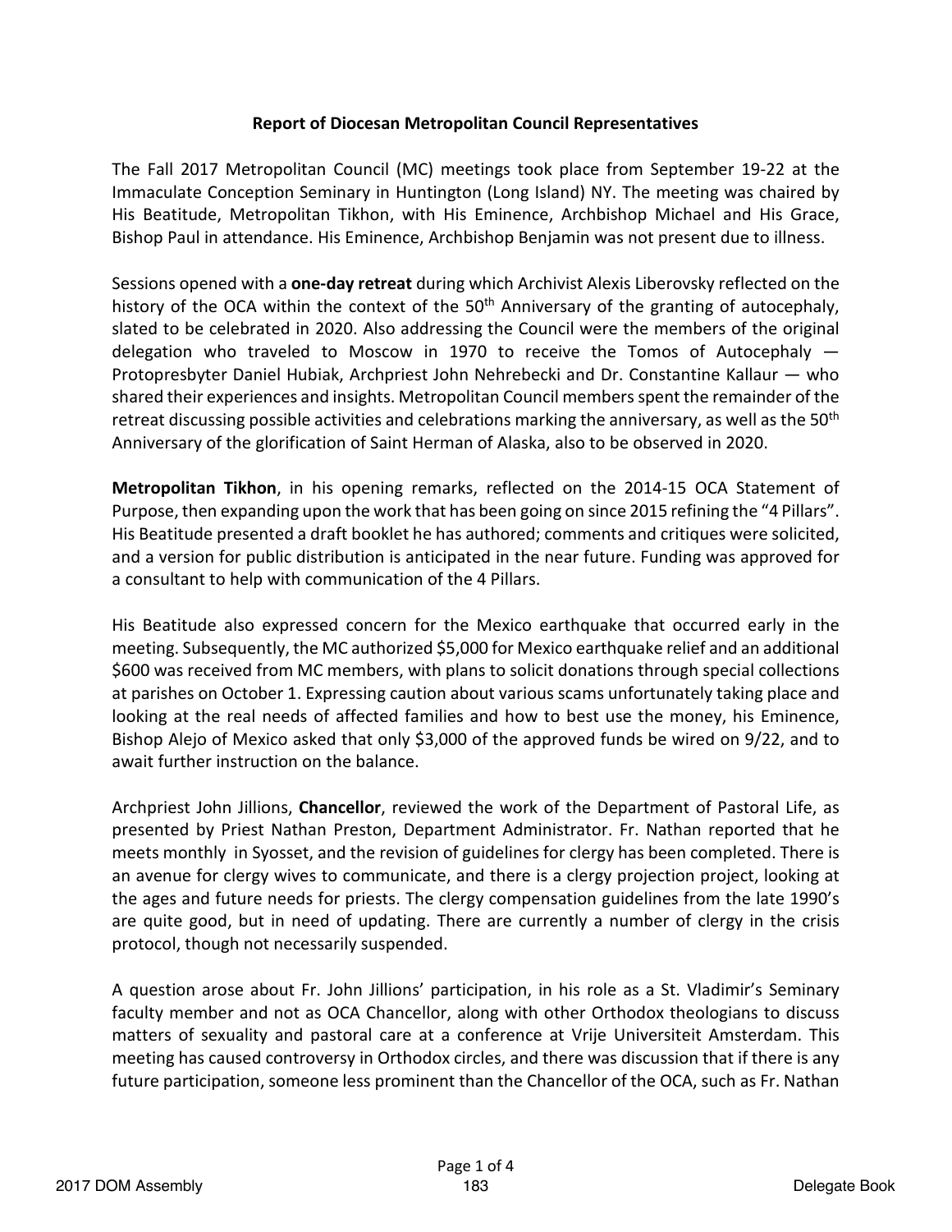**Report of Diocesan Metropolitan Council Representatives**

The Fall 2017 Metropolitan Council (MC) meetings took place from September 19-22 at the Immaculate Conception Seminary in Huntington (Long Island) NY. The meeting was chaired by His Beatitude, Metropolitan Tikhon, with His Eminence, Archbishop Michael and His Grace, Bishop Paul in attendance. His Eminence, Archbishop Benjamin was not present due to illness.

Sessions opened with a **one-day retreat** during which Archivist Alexis Liberovsky reflected on the history of the OCA within the context of the 50th Anniversary of the granting of autocephaly, slated to be celebrated in 2020. Also addressing the Council were the members of the original delegation who traveled to Moscow in 1970 to receive the Tomos of Autocephaly — Protopresbyter Daniel Hubiak, Archpriest John Nehrebecki and Dr. Constantine Kallaur — who shared their experiences and insights. Metropolitan Council members spent the remainder of the retreat discussing possible activities and celebrations marking the anniversary, as well as the 50th Anniversary of the glorification of Saint Herman of Alaska, also to be observed in 2020.

**Metropolitan Tikhon**, in his opening remarks, reflected on the 2014-15 OCA Statement of Purpose, then expanding upon the work that has been going on since 2015 refining the "4 Pillars". His Beatitude presented a draft booklet he has authored; comments and critiques were solicited, and a version for public distribution is anticipated in the near future. Funding was approved for a consultant to help with communication of the 4 Pillars.

His Beatitude also expressed concern for the Mexico earthquake that occurred early in the meeting. Subsequently, the MC authorized $5,000 for Mexico earthquake relief and an additional $600 was received from MC members, with plans to solicit donations through special collections at parishes on October 1. Expressing caution about various scams unfortunately taking place and looking at the real needs of affected families and how to best use the money, his Eminence, Bishop Alejo of Mexico asked that only $3,000 of the approved funds be wired on 9/22, and to await further instruction on the balance.

Archpriest John Jillions, **Chancellor**, reviewed the work of the Department of Pastoral Life, as presented by Priest Nathan Preston, Department Administrator. Fr. Nathan reported that he meets monthly in Syosset, and the revision of guidelines for clergy has been completed. There is an avenue for clergy wives to communicate, and there is a clergy projection project, looking at the ages and future needs for priests. The clergy compensation guidelines from the late 1990's are quite good, but in need of updating. There are currently a number of clergy in the crisis protocol, though not necessarily suspended.

A question arose about Fr. John Jillions' participation, in his role as a St. Vladimir's Seminary faculty member and not as OCA Chancellor, along with other Orthodox theologians to discuss matters of sexuality and pastoral care at a conference at Vrije Universiteit Amsterdam. This meeting has caused controversy in Orthodox circles, and there was discussion that if there is any future participation, someone less prominent than the Chancellor of the OCA, such as Fr. Nathan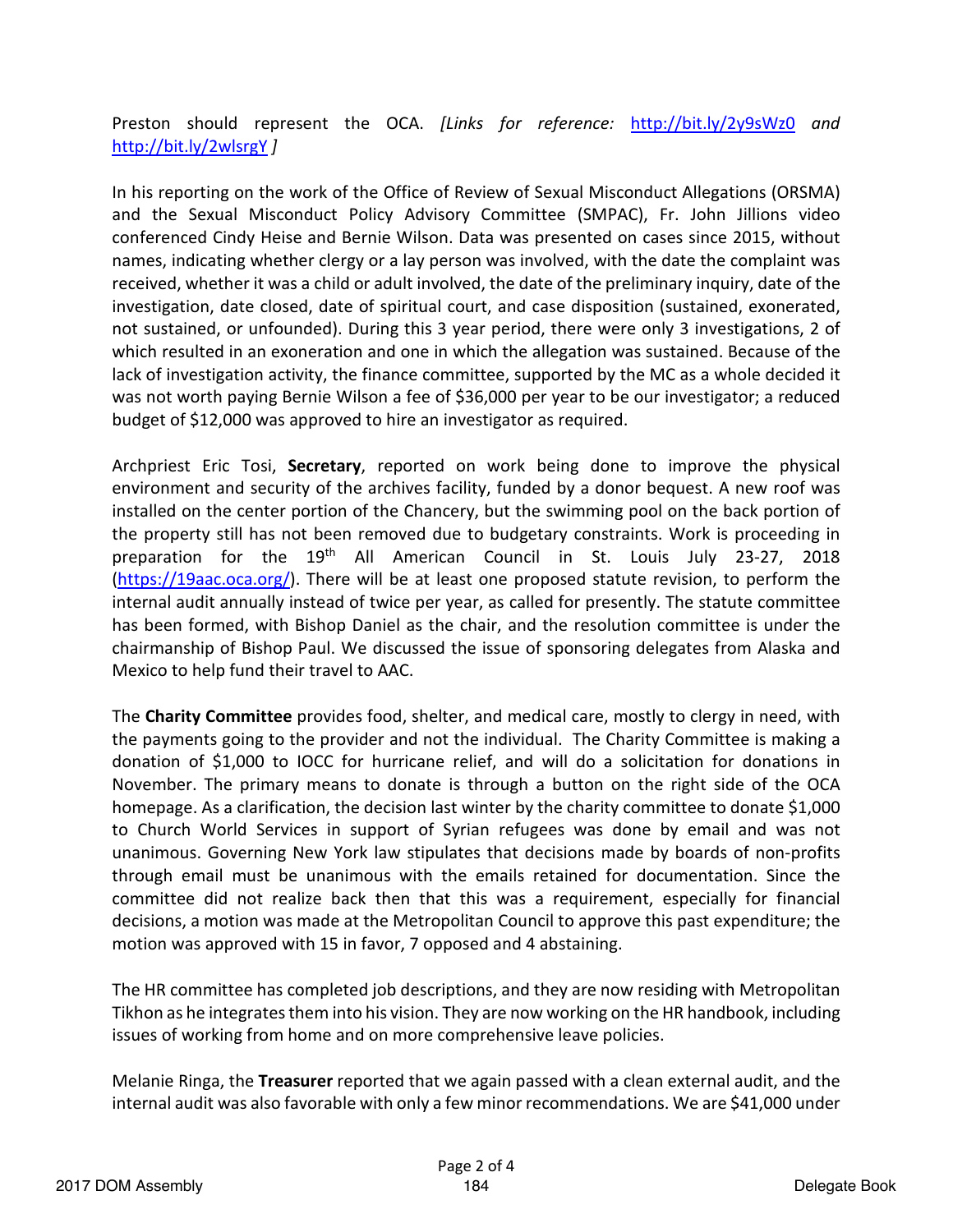Preston should represent the OCA. *[Links for reference: http://bit.ly/2y9sWz0 and http://bit.ly/2wlsrgY ]*

In his reporting on the work of the Office of Review of Sexual Misconduct Allegations (ORSMA) and the Sexual Misconduct Policy Advisory Committee (SMPAC), Fr. John Jillions video conferenced Cindy Heise and Bernie Wilson. Data was presented on cases since 2015, without names, indicating whether clergy or a lay person was involved, with the date the complaint was received, whether it was a child or adult involved, the date of the preliminary inquiry, date of the investigation, date closed, date of spiritual court, and case disposition (sustained, exonerated, not sustained, or unfounded). During this 3 year period, there were only 3 investigations, 2 of which resulted in an exoneration and one in which the allegation was sustained. Because of the lack of investigation activity, the finance committee, supported by the MC as a whole decided it was not worth paying Bernie Wilson a fee of $36,000 per year to be our investigator; a reduced budget of $12,000 was approved to hire an investigator as required.

Archpriest Eric Tosi, **Secretary**, reported on work being done to improve the physical environment and security of the archives facility, funded by a donor bequest. A new roof was installed on the center portion of the Chancery, but the swimming pool on the back portion of the property still has not been removed due to budgetary constraints. Work is proceeding in preparation for the 19th All American Council in St. Louis July 23-27, 2018 (https://19aac.oca.org/). There will be at least one proposed statute revision, to perform the internal audit annually instead of twice per year, as called for presently. The statute committee has been formed, with Bishop Daniel as the chair, and the resolution committee is under the chairmanship of Bishop Paul. We discussed the issue of sponsoring delegates from Alaska and Mexico to help fund their travel to AAC.

The **Charity Committee** provides food, shelter, and medical care, mostly to clergy in need, with the payments going to the provider and not the individual. The Charity Committee is making a donation of $1,000 to IOCC for hurricane relief, and will do a solicitation for donations in November. The primary means to donate is through a button on the right side of the OCA homepage. As a clarification, the decision last winter by the charity committee to donate $1,000 to Church World Services in support of Syrian refugees was done by email and was not unanimous. Governing New York law stipulates that decisions made by boards of non-profits through email must be unanimous with the emails retained for documentation. Since the committee did not realize back then that this was a requirement, especially for financial decisions, a motion was made at the Metropolitan Council to approve this past expenditure; the motion was approved with 15 in favor, 7 opposed and 4 abstaining.

The HR committee has completed job descriptions, and they are now residing with Metropolitan Tikhon as he integrates them into his vision. They are now working on the HR handbook, including issues of working from home and on more comprehensive leave policies.

Melanie Ringa, the **Treasurer** reported that we again passed with a clean external audit, and the internal audit was also favorable with only a few minor recommendations. We are $41,000 under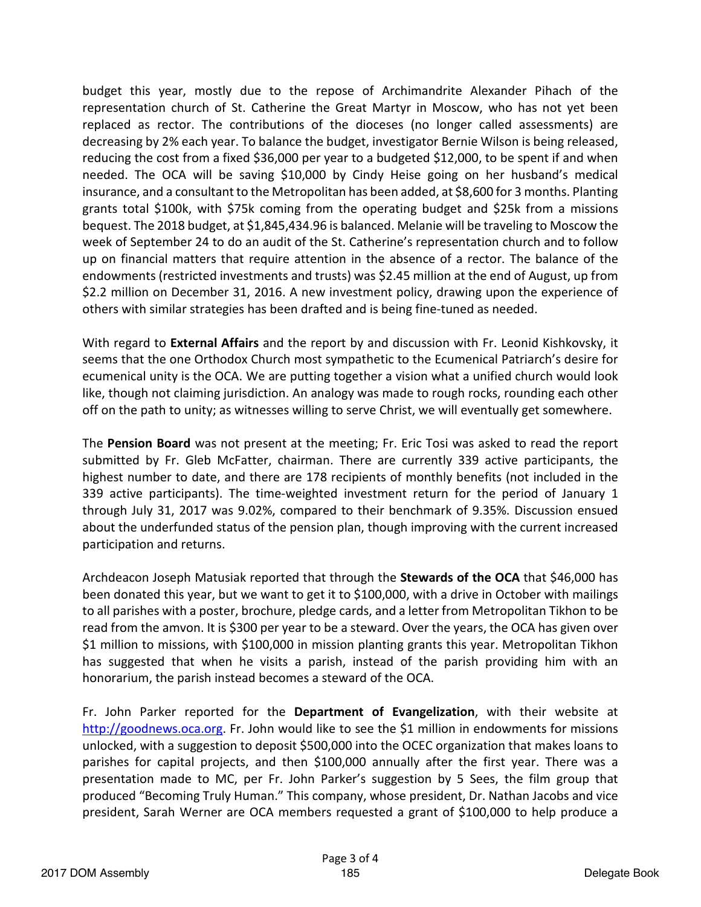budget this year, mostly due to the repose of Archimandrite Alexander Pihach of the representation church of St. Catherine the Great Martyr in Moscow, who has not yet been replaced as rector. The contributions of the dioceses (no longer called assessments) are decreasing by 2% each year. To balance the budget, investigator Bernie Wilson is being released, reducing the cost from a fixed $36,000 per year to a budgeted $12,000, to be spent if and when needed. The OCA will be saving $10,000 by Cindy Heise going on her husband's medical insurance, and a consultant to the Metropolitan has been added, at $8,600 for 3 months. Planting grants total $100k, with $75k coming from the operating budget and $25k from a missions bequest. The 2018 budget, at $1,845,434.96 is balanced. Melanie will be traveling to Moscow the week of September 24 to do an audit of the St. Catherine's representation church and to follow up on financial matters that require attention in the absence of a rector. The balance of the endowments (restricted investments and trusts) was $2.45 million at the end of August, up from $2.2 million on December 31, 2016. A new investment policy, drawing upon the experience of others with similar strategies has been drafted and is being fine-tuned as needed.

With regard to **External Affairs** and the report by and discussion with Fr. Leonid Kishkovsky, it seems that the one Orthodox Church most sympathetic to the Ecumenical Patriarch's desire for ecumenical unity is the OCA. We are putting together a vision what a unified church would look like, though not claiming jurisdiction. An analogy was made to rough rocks, rounding each other off on the path to unity; as witnesses willing to serve Christ, we will eventually get somewhere.

The **Pension Board** was not present at the meeting; Fr. Eric Tosi was asked to read the report submitted by Fr. Gleb McFatter, chairman. There are currently 339 active participants, the highest number to date, and there are 178 recipients of monthly benefits (not included in the 339 active participants). The time-weighted investment return for the period of January 1 through July 31, 2017 was 9.02%, compared to their benchmark of 9.35%. Discussion ensued about the underfunded status of the pension plan, though improving with the current increased participation and returns.

Archdeacon Joseph Matusiak reported that through the **Stewards of the OCA** that $46,000 has been donated this year, but we want to get it to $100,000, with a drive in October with mailings to all parishes with a poster, brochure, pledge cards, and a letter from Metropolitan Tikhon to be read from the amvon. It is $300 per year to be a steward. Over the years, the OCA has given over $1 million to missions, with $100,000 in mission planting grants this year. Metropolitan Tikhon has suggested that when he visits a parish, instead of the parish providing him with an honorarium, the parish instead becomes a steward of the OCA.

Fr. John Parker reported for the **Department of Evangelization**, with their website at [http://goodnews.oca.org](http://goodnews.oca.org). Fr. John would like to see the $1 million in endowments for missions unlocked, with a suggestion to deposit $500,000 into the OCEC organization that makes loans to parishes for capital projects, and then $100,000 annually after the first year. There was a presentation made to MC, per Fr. John Parker's suggestion by 5 Sees, the film group that produced "Becoming Truly Human." This company, whose president, Dr. Nathan Jacobs and vice president, Sarah Werner are OCA members requested a grant of $100,000 to help produce a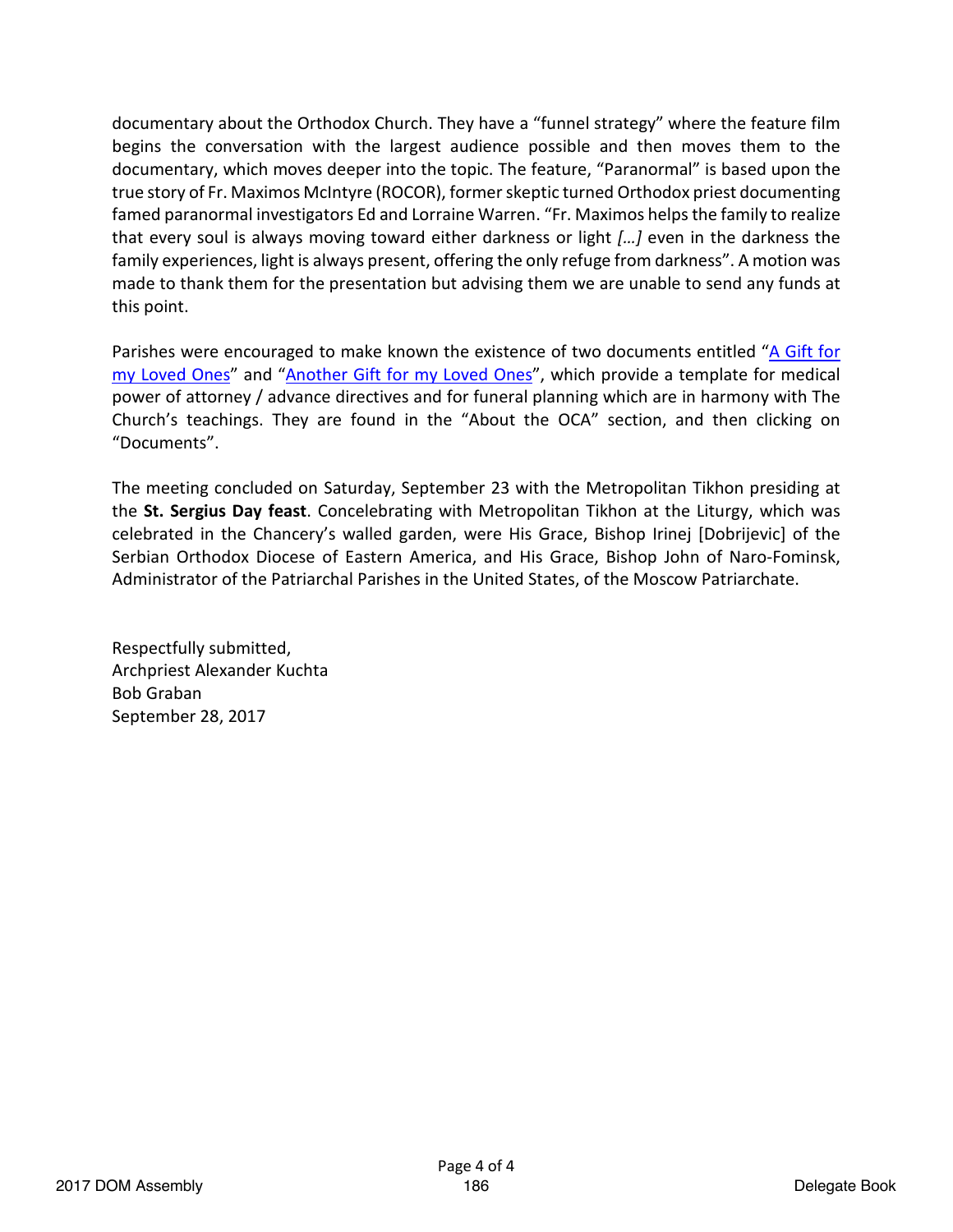documentary about the Orthodox Church. They have a "funnel strategy" where the feature film begins the conversation with the largest audience possible and then moves them to the documentary, which moves deeper into the topic. The feature, "Paranormal" is based upon the true story of Fr. Maximos McIntyre (ROCOR), former skeptic turned Orthodox priest documenting famed paranormal investigators Ed and Lorraine Warren. "Fr. Maximos helps the family to realize that every soul is always moving toward either darkness or light *[…]* even in the darkness the family experiences, light is always present, offering the only refuge from darkness". A motion was made to thank them for the presentation but advising them we are unable to send any funds at this point.

Parishes were encouraged to make known the existence of two documents entitled "A Gift for my Loved Ones" and "Another Gift for my Loved Ones", which provide a template for medical power of attorney / advance directives and for funeral planning which are in harmony with The Church's teachings. They are found in the "About the OCA" section, and then clicking on "Documents".

The meeting concluded on Saturday, September 23 with the Metropolitan Tikhon presiding at the **St. Sergius Day feast**. Concelebrating with Metropolitan Tikhon at the Liturgy, which was celebrated in the Chancery's walled garden, were His Grace, Bishop Irinej [Dobrijevic] of the Serbian Orthodox Diocese of Eastern America, and His Grace, Bishop John of Naro-Fominsk, Administrator of the Patriarchal Parishes in the United States, of the Moscow Patriarchate.

Respectfully submitted,
Archpriest Alexander Kuchta
Bob Graban
September 28, 2017